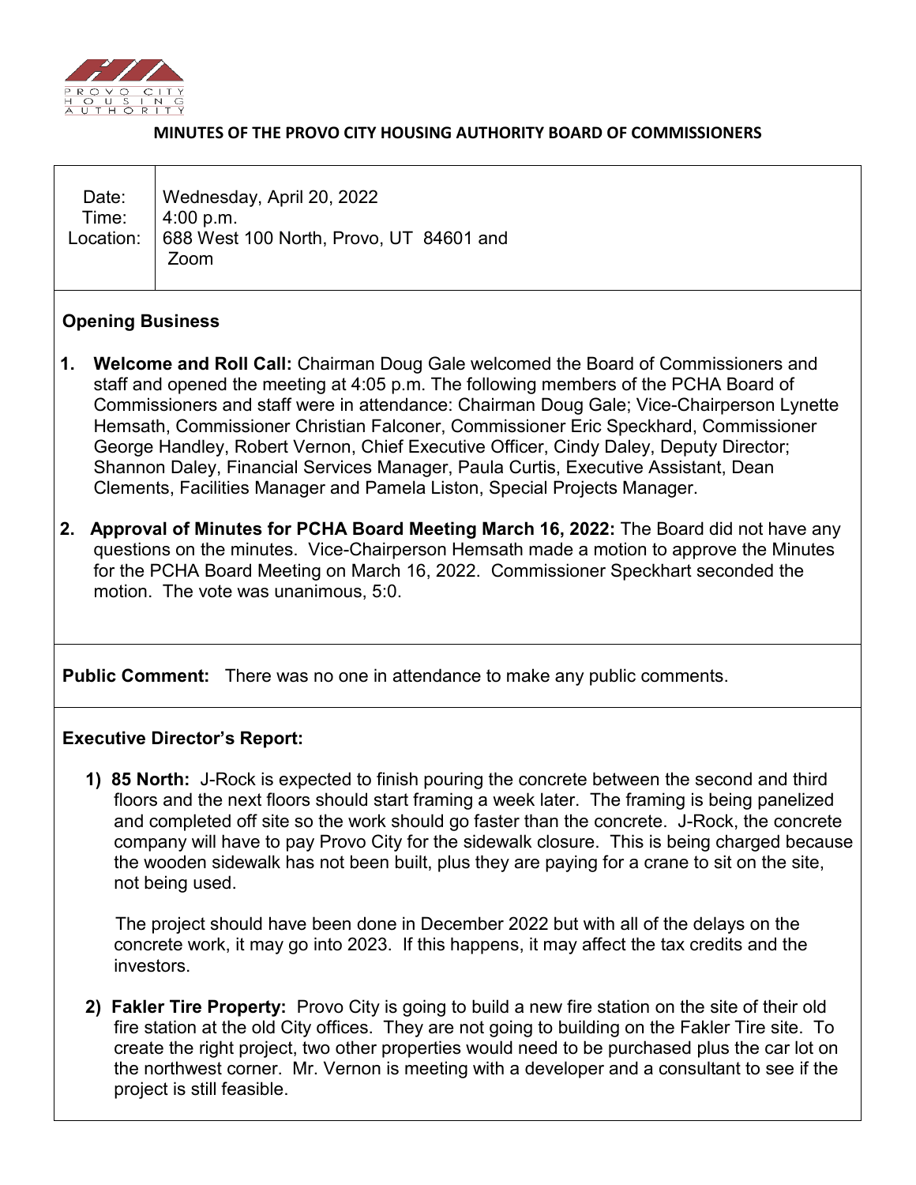**MINUTES OF THE PROVO CITY HOUSING AUTHORITY BOARD OF COMMISSIONERS**

| | |
|---|---|
| Date: | Wednesday, April 20, 2022 |
| Time: | 4:00 p.m. |
| Location: | 688 West 100 North, Provo, UT 84601 and Zoom |

## Opening Business

1. **Welcome and Roll Call:** Chairman Doug Gale welcomed the Board of Commissioners and staff and opened the meeting at 4:05 p.m. The following members of the PCHA Board of Commissioners and staff were in attendance: Chairman Doug Gale; Vice-Chairperson Lynette Hemsath, Commissioner Christian Falconer, Commissioner Eric Speckhard, Commissioner George Handley, Robert Vernon, Chief Executive Officer, Cindy Daley, Deputy Director; Shannon Daley, Financial Services Manager, Paula Curtis, Executive Assistant, Dean Clements, Facilities Manager and Pamela Liston, Special Projects Manager.

2. **Approval of Minutes for PCHA Board Meeting March 16, 2022:** The Board did not have any questions on the minutes. Vice-Chairperson Hemsath made a motion to approve the Minutes for the PCHA Board Meeting on March 16, 2022. Commissioner Speckhart seconded the motion. The vote was unanimous, 5:0.

**Public Comment:** There was no one in attendance to make any public comments.

## Executive Director's Report:

1) **85 North:** J-Rock is expected to finish pouring the concrete between the second and third floors and the next floors should start framing a week later. The framing is being panelized and completed off site so the work should go faster than the concrete. J-Rock, the concrete company will have to pay Provo City for the sidewalk closure. This is being charged because the wooden sidewalk has not been built, plus they are paying for a crane to sit on the site, not being used.

   The project should have been done in December 2022 but with all of the delays on the concrete work, it may go into 2023. If this happens, it may affect the tax credits and the investors.

2) **Fakler Tire Property:** Provo City is going to build a new fire station on the site of their old fire station at the old City offices. They are not going to building on the Fakler Tire site. To create the right project, two other properties would need to be purchased plus the car lot on the northwest corner. Mr. Vernon is meeting with a developer and a consultant to see if the project is still feasible.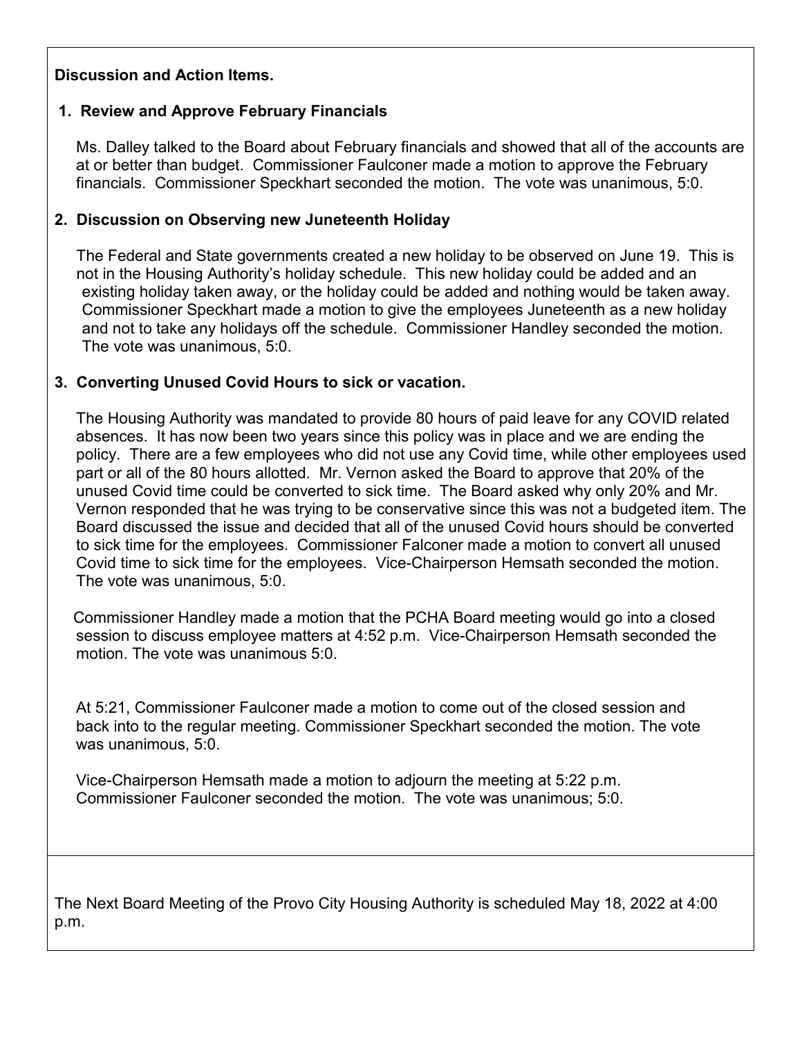**Discussion and Action Items.**

**1. Review and Approve February Financials**

Ms. Dalley talked to the Board about February financials and showed that all of the accounts are at or better than budget. Commissioner Faulconer made a motion to approve the February financials. Commissioner Speckhart seconded the motion. The vote was unanimous, 5:0.

**2. Discussion on Observing new Juneteenth Holiday**

The Federal and State governments created a new holiday to be observed on June 19. This is not in the Housing Authority's holiday schedule. This new holiday could be added and an existing holiday taken away, or the holiday could be added and nothing would be taken away. Commissioner Speckhart made a motion to give the employees Juneteenth as a new holiday and not to take any holidays off the schedule. Commissioner Handley seconded the motion. The vote was unanimous, 5:0.

**3. Converting Unused Covid Hours to sick or vacation.**

The Housing Authority was mandated to provide 80 hours of paid leave for any COVID related absences. It has now been two years since this policy was in place and we are ending the policy. There are a few employees who did not use any Covid time, while other employees used part or all of the 80 hours allotted. Mr. Vernon asked the Board to approve that 20% of the unused Covid time could be converted to sick time. The Board asked why only 20% and Mr. Vernon responded that he was trying to be conservative since this was not a budgeted item. The Board discussed the issue and decided that all of the unused Covid hours should be converted to sick time for the employees. Commissioner Falconer made a motion to convert all unused Covid time to sick time for the employees. Vice-Chairperson Hemsath seconded the motion. The vote was unanimous, 5:0.

Commissioner Handley made a motion that the PCHA Board meeting would go into a closed session to discuss employee matters at 4:52 p.m. Vice-Chairperson Hemsath seconded the motion. The vote was unanimous 5:0.

At 5:21, Commissioner Faulconer made a motion to come out of the closed session and back into to the regular meeting. Commissioner Speckhart seconded the motion. The vote was unanimous, 5:0.

Vice-Chairperson Hemsath made a motion to adjourn the meeting at 5:22 p.m. Commissioner Faulconer seconded the motion. The vote was unanimous; 5:0.

The Next Board Meeting of the Provo City Housing Authority is scheduled May 18, 2022 at 4:00 p.m.